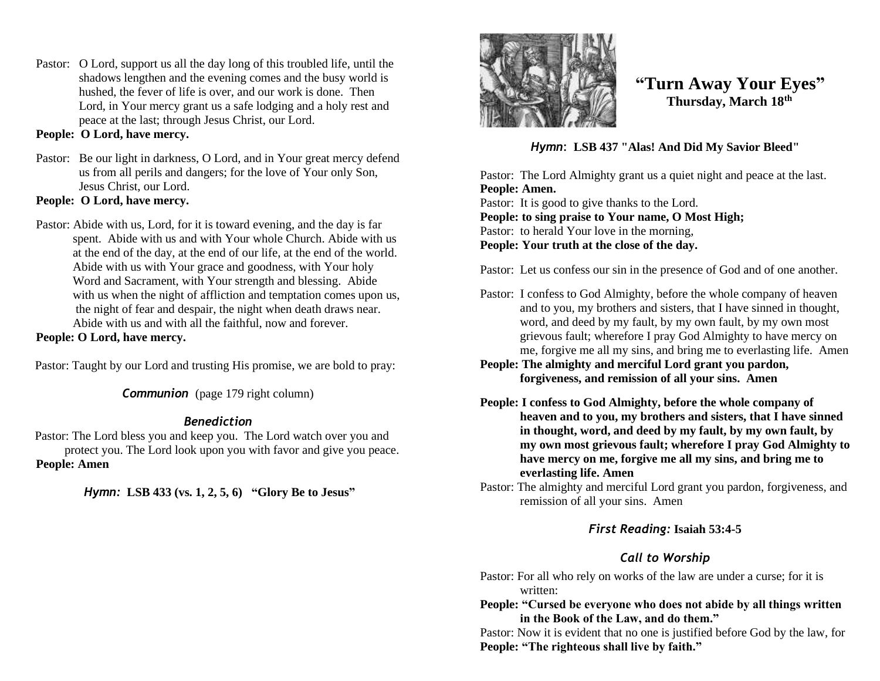# "Turn Away Your Eyes"

**Thursday, March 18th**

***Hymn*: LSB 437 "Alas! And Did My Savior Bleed"**

Pastor: The Lord Almighty grant us a quiet night and peace at the last.
**People: Amen.**
Pastor: It is good to give thanks to the Lord.
**People: to sing praise to Your name, O Most High;**
Pastor: to herald Your love in the morning,
**People: Your truth at the close of the day.**

Pastor: Let us confess our sin in the presence of God and of one another.

Pastor: I confess to God Almighty, before the whole company of heaven and to you, my brothers and sisters, that I have sinned in thought, word, and deed by my fault, by my own fault, by my own most grievous fault; wherefore I pray God Almighty to have mercy on me, forgive me all my sins, and bring me to everlasting life. Amen
**People: The almighty and merciful Lord grant you pardon, forgiveness, and remission of all your sins. Amen**

**People: I confess to God Almighty, before the whole company of heaven and to you, my brothers and sisters, that I have sinned in thought, word, and deed by my fault, by my own fault, by my own most grievous fault; wherefore I pray God Almighty to have mercy on me, forgive me all my sins, and bring me to everlasting life. Amen**
Pastor: The almighty and merciful Lord grant you pardon, forgiveness, and remission of all your sins. Amen

***First Reading:* Isaiah 53:4-5**

***Call to Worship***

Pastor: For all who rely on works of the law are under a curse; for it is written:
**People: "Cursed be everyone who does not abide by all things written in the Book of the Law, and do them."**
Pastor: Now it is evident that no one is justified before God by the law, for
**People: "The righteous shall live by faith."**

Pastor: O Lord, support us all the day long of this troubled life, until the shadows lengthen and the evening comes and the busy world is hushed, the fever of life is over, and our work is done. Then Lord, in Your mercy grant us a safe lodging and a holy rest and peace at the last; through Jesus Christ, our Lord.
**People: O Lord, have mercy.**

Pastor: Be our light in darkness, O Lord, and in Your great mercy defend us from all perils and dangers; for the love of Your only Son, Jesus Christ, our Lord.
**People: O Lord, have mercy.**

Pastor: Abide with us, Lord, for it is toward evening, and the day is far spent. Abide with us and with Your whole Church. Abide with us at the end of the day, at the end of our life, at the end of the world. Abide with us with Your grace and goodness, with Your holy Word and Sacrament, with Your strength and blessing. Abide with us when the night of affliction and temptation comes upon us, the night of fear and despair, the night when death draws near. Abide with us and with all the faithful, now and forever.
**People: O Lord, have mercy.**

Pastor: Taught by our Lord and trusting His promise, we are bold to pray:

***Communion*** (page 179 right column)

***Benediction***

Pastor: The Lord bless you and keep you. The Lord watch over you and protect you. The Lord look upon you with favor and give you peace.
**People: Amen**

***Hymn:* LSB 433 (vs. 1, 2, 5, 6) "Glory Be to Jesus"**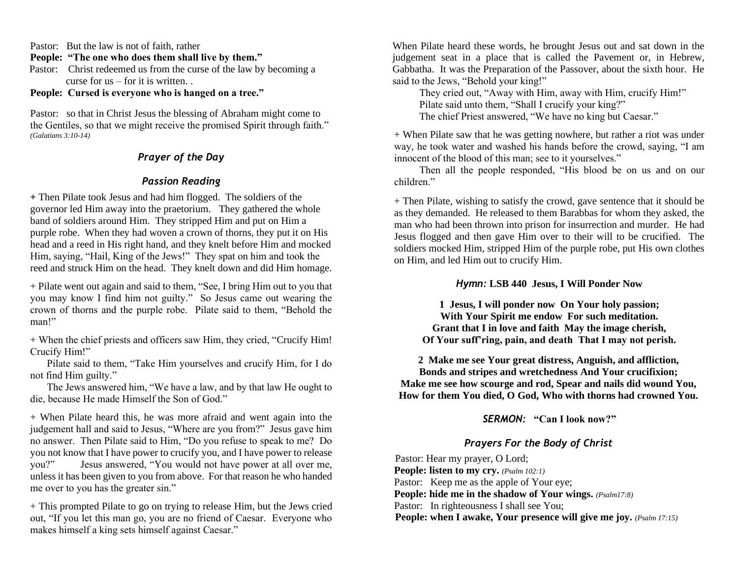Pastor: But the law is not of faith, rather

**People: "The one who does them shall live by them."**

Pastor: Christ redeemed us from the curse of the law by becoming a curse for us – for it is written. .

**People: Cursed is everyone who is hanged on a tree."**

Pastor: so that in Christ Jesus the blessing of Abraham might come to the Gentiles, so that we might receive the promised Spirit through faith." *(Galatians 3:10-14)*

### *Prayer of the Day*

### *Passion Reading*

+ Then Pilate took Jesus and had him flogged. The soldiers of the governor led Him away into the praetorium. They gathered the whole band of soldiers around Him. They stripped Him and put on Him a purple robe. When they had woven a crown of thorns, they put it on His head and a reed in His right hand, and they knelt before Him and mocked Him, saying, "Hail, King of the Jews!" They spat on him and took the reed and struck Him on the head. They knelt down and did Him homage.

+ Pilate went out again and said to them, "See, I bring Him out to you that you may know I find him not guilty." So Jesus came out wearing the crown of thorns and the purple robe. Pilate said to them, "Behold the man!"

+ When the chief priests and officers saw Him, they cried, "Crucify Him! Crucify Him!"

Pilate said to them, "Take Him yourselves and crucify Him, for I do not find Him guilty."

The Jews answered him, "We have a law, and by that law He ought to die, because He made Himself the Son of God."

+ When Pilate heard this, he was more afraid and went again into the judgement hall and said to Jesus, "Where are you from?" Jesus gave him no answer. Then Pilate said to Him, "Do you refuse to speak to me? Do you not know that I have power to crucify you, and I have power to release you?" Jesus answered, "You would not have power at all over me, unless it has been given to you from above. For that reason he who handed me over to you has the greater sin."

+ This prompted Pilate to go on trying to release Him, but the Jews cried out, "If you let this man go, you are no friend of Caesar. Everyone who makes himself a king sets himself against Caesar."

When Pilate heard these words, he brought Jesus out and sat down in the judgement seat in a place that is called the Pavement or, in Hebrew, Gabbatha. It was the Preparation of the Passover, about the sixth hour. He said to the Jews, "Behold your king!"

They cried out, "Away with Him, away with Him, crucify Him!"
Pilate said unto them, "Shall I crucify your king?"
The chief Priest answered, "We have no king but Caesar."

+ When Pilate saw that he was getting nowhere, but rather a riot was under way, he took water and washed his hands before the crowd, saying, "I am innocent of the blood of this man; see to it yourselves."

Then all the people responded, "His blood be on us and on our children."

+ Then Pilate, wishing to satisfy the crowd, gave sentence that it should be as they demanded. He released to them Barabbas for whom they asked, the man who had been thrown into prison for insurrection and murder. He had Jesus flogged and then gave Him over to their will to be crucified. The soldiers mocked Him, stripped Him of the purple robe, put His own clothes on Him, and led Him out to crucify Him.

### *Hymn:* **LSB 440 Jesus, I Will Ponder Now**

**1 Jesus, I will ponder now On Your holy passion;**
**With Your Spirit me endow For such meditation.**
**Grant that I in love and faith May the image cherish,**
**Of Your suff'ring, pain, and death That I may not perish.**

**2 Make me see Your great distress, Anguish, and affliction,**
**Bonds and stripes and wretchedness And Your crucifixion;**
**Make me see how scourge and rod, Spear and nails did wound You,**
**How for them You died, O God, Who with thorns had crowned You.**

### *SERMON:* **"Can I look now?"**

### *Prayers For the Body of Christ*

Pastor: Hear my prayer, O Lord;

**People: listen to my cry.** *(Psalm 102:1)*

Pastor: Keep me as the apple of Your eye;

**People: hide me in the shadow of Your wings.** *(Psalm17:8)*

Pastor: In righteousness I shall see You;

**People: when I awake, Your presence will give me joy.** *(Psalm 17:15)*